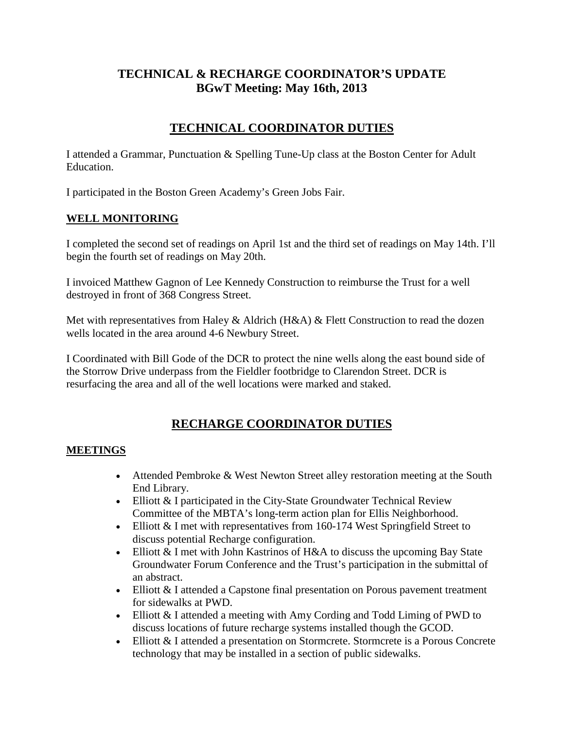# TECHNICAL & RECHARGE COORDINATOR'S UPDATE
# BGwT Meeting: May 16th, 2013

## TECHNICAL COORDINATOR DUTIES

I attended a Grammar, Punctuation & Spelling Tune-Up class at the Boston Center for Adult Education.

I participated in the Boston Green Academy's Green Jobs Fair.

### WELL MONITORING

I completed the second set of readings on April 1st and the third set of readings on May 14th. I'll begin the fourth set of readings on May 20th.

I invoiced Matthew Gagnon of Lee Kennedy Construction to reimburse the Trust for a well destroyed in front of 368 Congress Street.

Met with representatives from Haley & Aldrich (H&A) & Flett Construction to read the dozen wells located in the area around 4-6 Newbury Street.

I Coordinated with Bill Gode of the DCR to protect the nine wells along the east bound side of the Storrow Drive underpass from the Fieldler footbridge to Clarendon Street. DCR is resurfacing the area and all of the well locations were marked and staked.

## RECHARGE COORDINATOR DUTIES

### MEETINGS

- Attended Pembroke & West Newton Street alley restoration meeting at the South End Library.
- Elliott & I participated in the City-State Groundwater Technical Review Committee of the MBTA's long-term action plan for Ellis Neighborhood.
- Elliott & I met with representatives from 160-174 West Springfield Street to discuss potential Recharge configuration.
- Elliott & I met with John Kastrinos of H&A to discuss the upcoming Bay State Groundwater Forum Conference and the Trust's participation in the submittal of an abstract.
- Elliott & I attended a Capstone final presentation on Porous pavement treatment for sidewalks at PWD.
- Elliott & I attended a meeting with Amy Cording and Todd Liming of PWD to discuss locations of future recharge systems installed though the GCOD.
- Elliott & I attended a presentation on Stormcrete. Stormcrete is a Porous Concrete technology that may be installed in a section of public sidewalks.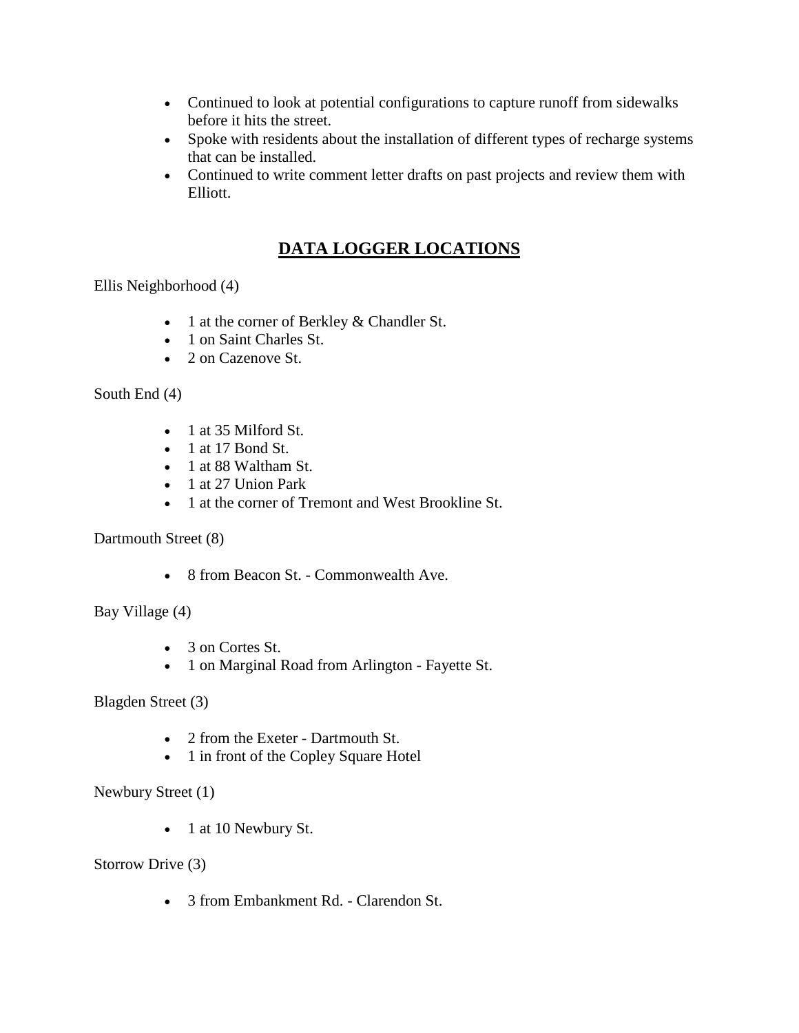- Continued to look at potential configurations to capture runoff from sidewalks before it hits the street.
- Spoke with residents about the installation of different types of recharge systems that can be installed.
- Continued to write comment letter drafts on past projects and review them with Elliott.

## DATA LOGGER LOCATIONS

Ellis Neighborhood (4)

- 1 at the corner of Berkley & Chandler St.
- 1 on Saint Charles St.
- 2 on Cazenove St.

South End (4)

- 1 at 35 Milford St.
- 1 at 17 Bond St.
- 1 at 88 Waltham St.
- 1 at 27 Union Park
- 1 at the corner of Tremont and West Brookline St.

Dartmouth Street (8)

- 8 from Beacon St. - Commonwealth Ave.

Bay Village (4)

- 3 on Cortes St.
- 1 on Marginal Road from Arlington - Fayette St.

Blagden Street (3)

- 2 from the Exeter - Dartmouth St.
- 1 in front of the Copley Square Hotel

Newbury Street (1)

- 1 at 10 Newbury St.

Storrow Drive (3)

- 3 from Embankment Rd. - Clarendon St.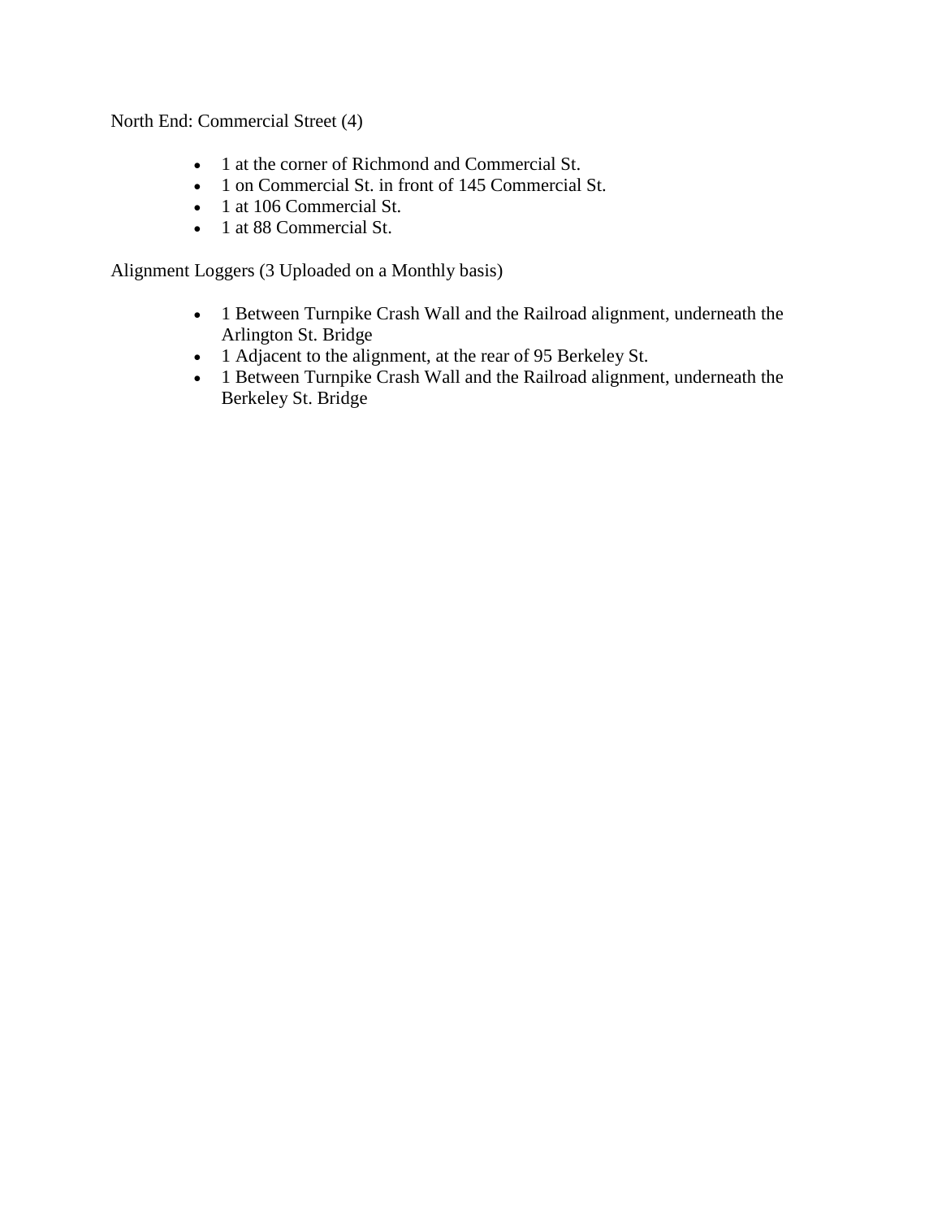North End: Commercial Street (4)

- 1 at the corner of Richmond and Commercial St.
- 1 on Commercial St. in front of 145 Commercial St.
- 1 at 106 Commercial St.
- 1 at 88 Commercial St.

Alignment Loggers (3 Uploaded on a Monthly basis)

- 1 Between Turnpike Crash Wall and the Railroad alignment, underneath the Arlington St. Bridge
- 1 Adjacent to the alignment, at the rear of 95 Berkeley St.
- 1 Between Turnpike Crash Wall and the Railroad alignment, underneath the Berkeley St. Bridge